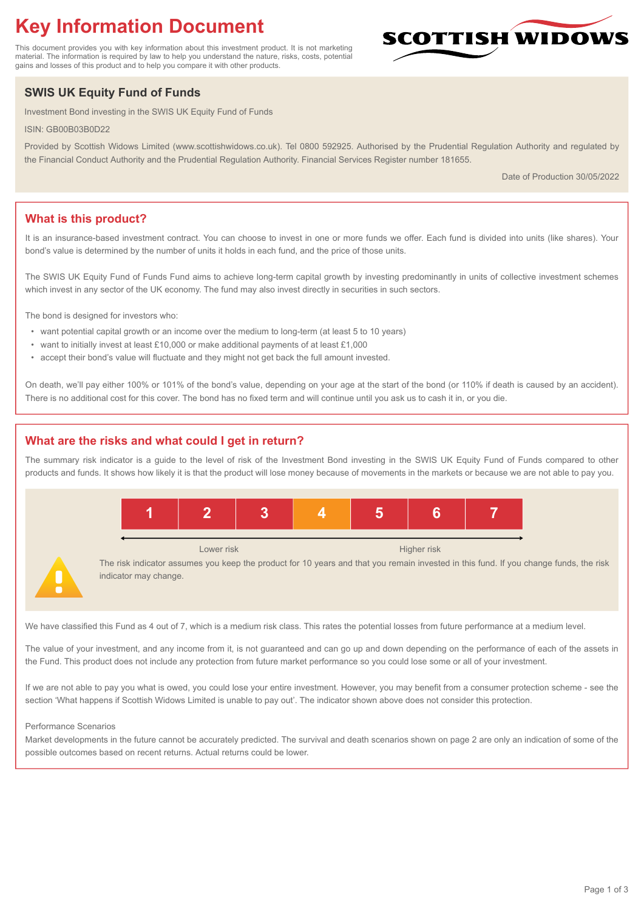# Key Information Document

This document provides you with key information about this investment product. It is not marketing material. The information is required by law to help you understand the nature, risks, costs, potential gains and losses of this product and to help you compare it with other products.

SCOTTISH WIDOWS

## SWIS UK Equity Fund of Funds

Investment Bond investing in the SWIS UK Equity Fund of Funds

ISIN: GB00B03B0D22

Provided by Scottish Widows Limited (www.scottishwidows.co.uk). Tel 0800 592925. Authorised by the Prudential Regulation Authority and regulated by the Financial Conduct Authority and the Prudential Regulation Authority. Financial Services Register number 181655.

Date of Production 30/05/2022

## What is this product?

It is an insurance-based investment contract. You can choose to invest in one or more funds we offer. Each fund is divided into units (like shares). Your bond's value is determined by the number of units it holds in each fund, and the price of those units.

The SWIS UK Equity Fund of Funds Fund aims to achieve long-term capital growth by investing predominantly in units of collective investment schemes which invest in any sector of the UK economy. The fund may also invest directly in securities in such sectors.

The bond is designed for investors who:

- want potential capital growth or an income over the medium to long-term (at least 5 to 10 years)
- want to initially invest at least £10,000 or make additional payments of at least £1,000
- accept their bond's value will fluctuate and they might not get back the full amount invested.

On death, we'll pay either 100% or 101% of the bond's value, depending on your age at the start of the bond (or 110% if death is caused by an accident). There is no additional cost for this cover. The bond has no fixed term and will continue until you ask us to cash it in, or you die.

## What are the risks and what could I get in return?

The summary risk indicator is a guide to the level of risk of the Investment Bond investing in the SWIS UK Equity Fund of Funds compared to other products and funds. It shows how likely it is that the product will lose money because of movements in the markets or because we are not able to pay you.

| 1 | 2 | 3 | **4** | 5 | 6 | 7 |
|---|---|---|---|---|---|---|

Lower risk — Higher risk

The risk indicator assumes you keep the product for 10 years and that you remain invested in this fund. If you change funds, the risk indicator may change.

We have classified this Fund as 4 out of 7, which is a medium risk class. This rates the potential losses from future performance at a medium level.

The value of your investment, and any income from it, is not guaranteed and can go up and down depending on the performance of each of the assets in the Fund. This product does not include any protection from future market performance so you could lose some or all of your investment.

If we are not able to pay you what is owed, you could lose your entire investment. However, you may benefit from a consumer protection scheme - see the section 'What happens if Scottish Widows Limited is unable to pay out'. The indicator shown above does not consider this protection.

Performance Scenarios

Market developments in the future cannot be accurately predicted. The survival and death scenarios shown on page 2 are only an indication of some of the possible outcomes based on recent returns. Actual returns could be lower.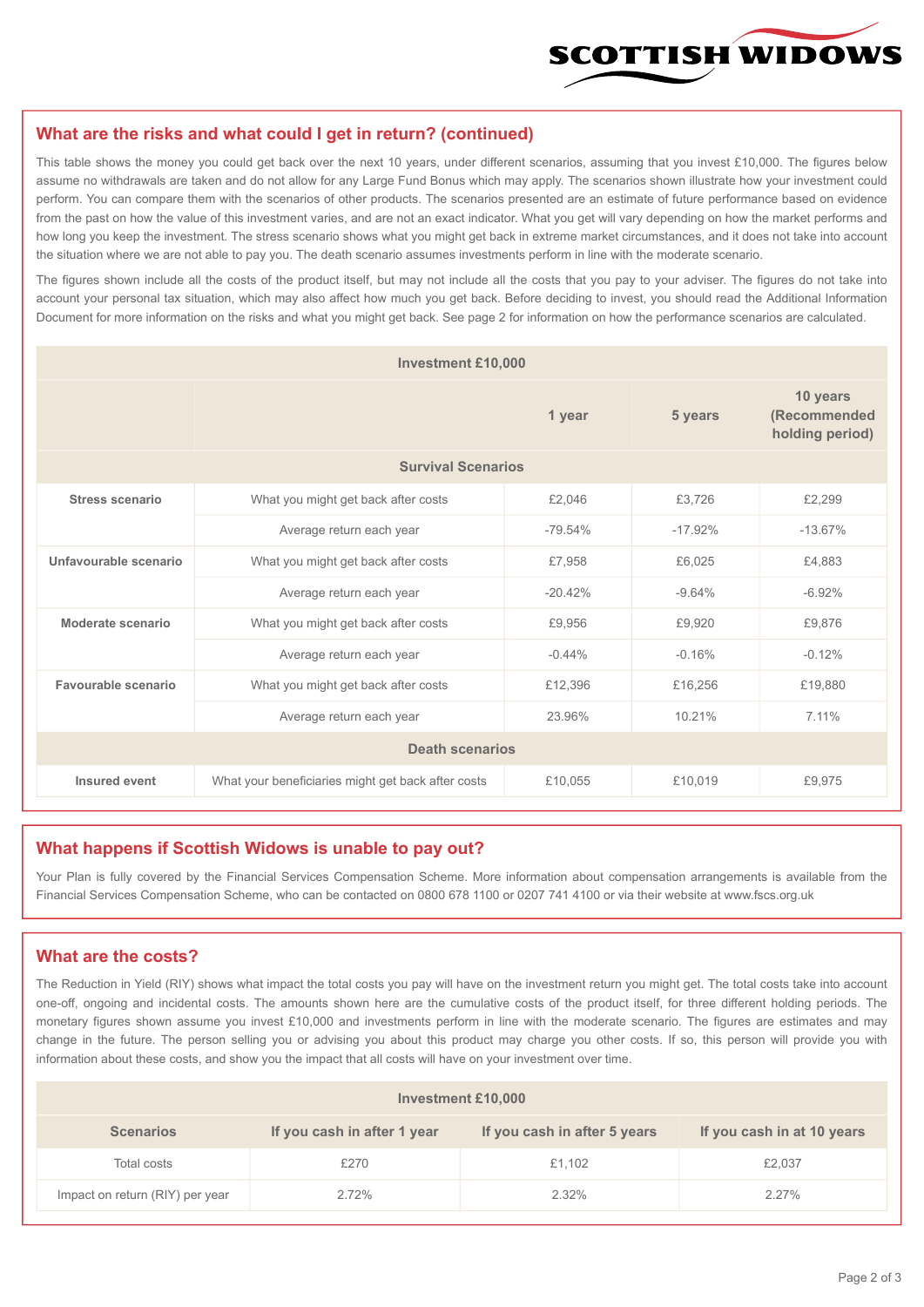## What are the risks and what could I get in return? (continued)

This table shows the money you could get back over the next 10 years, under different scenarios, assuming that you invest £10,000. The figures below assume no withdrawals are taken and do not allow for any Large Fund Bonus which may apply. The scenarios shown illustrate how your investment could perform. You can compare them with the scenarios of other products. The scenarios presented are an estimate of future performance based on evidence from the past on how the value of this investment varies, and are not an exact indicator. What you get will vary depending on how the market performs and how long you keep the investment. The stress scenario shows what you might get back in extreme market circumstances, and it does not take into account the situation where we are not able to pay you. The death scenario assumes investments perform in line with the moderate scenario.

The figures shown include all the costs of the product itself, but may not include all the costs that you pay to your adviser. The figures do not take into account your personal tax situation, which may also affect how much you get back. Before deciding to invest, you should read the Additional Information Document for more information on the risks and what you might get back. See page 2 for information on how the performance scenarios are calculated.

| Investment £10,000 | | | | |
|---|---|---|---|---|
| | | 1 year | 5 years | 10 years (Recommended holding period) |
| **Survival Scenarios** | | | | |
| **Stress scenario** | What you might get back after costs | £2,046 | £3,726 | £2,299 |
| | Average return each year | -79.54% | -17.92% | -13.67% |
| **Unfavourable scenario** | What you might get back after costs | £7,958 | £6,025 | £4,883 |
| | Average return each year | -20.42% | -9.64% | -6.92% |
| **Moderate scenario** | What you might get back after costs | £9,956 | £9,920 | £9,876 |
| | Average return each year | -0.44% | -0.16% | -0.12% |
| **Favourable scenario** | What you might get back after costs | £12,396 | £16,256 | £19,880 |
| | Average return each year | 23.96% | 10.21% | 7.11% |
| **Death scenarios** | | | | |
| **Insured event** | What your beneficiaries might get back after costs | £10,055 | £10,019 | £9,975 |

## What happens if Scottish Widows is unable to pay out?

Your Plan is fully covered by the Financial Services Compensation Scheme. More information about compensation arrangements is available from the Financial Services Compensation Scheme, who can be contacted on 0800 678 1100 or 0207 741 4100 or via their website at www.fscs.org.uk

## What are the costs?

The Reduction in Yield (RIY) shows what impact the total costs you pay will have on the investment return you might get. The total costs take into account one-off, ongoing and incidental costs. The amounts shown here are the cumulative costs of the product itself, for three different holding periods. The monetary figures shown assume you invest £10,000 and investments perform in line with the moderate scenario. The figures are estimates and may change in the future. The person selling you or advising you about this product may charge you other costs. If so, this person will provide you with information about these costs, and show you the impact that all costs will have on your investment over time.

| Investment £10,000 | | | |
|---|---|---|---|
| **Scenarios** | **If you cash in after 1 year** | **If you cash in after 5 years** | **If you cash in at 10 years** |
| Total costs | £270 | £1,102 | £2,037 |
| Impact on return (RIY) per year | 2.72% | 2.32% | 2.27% |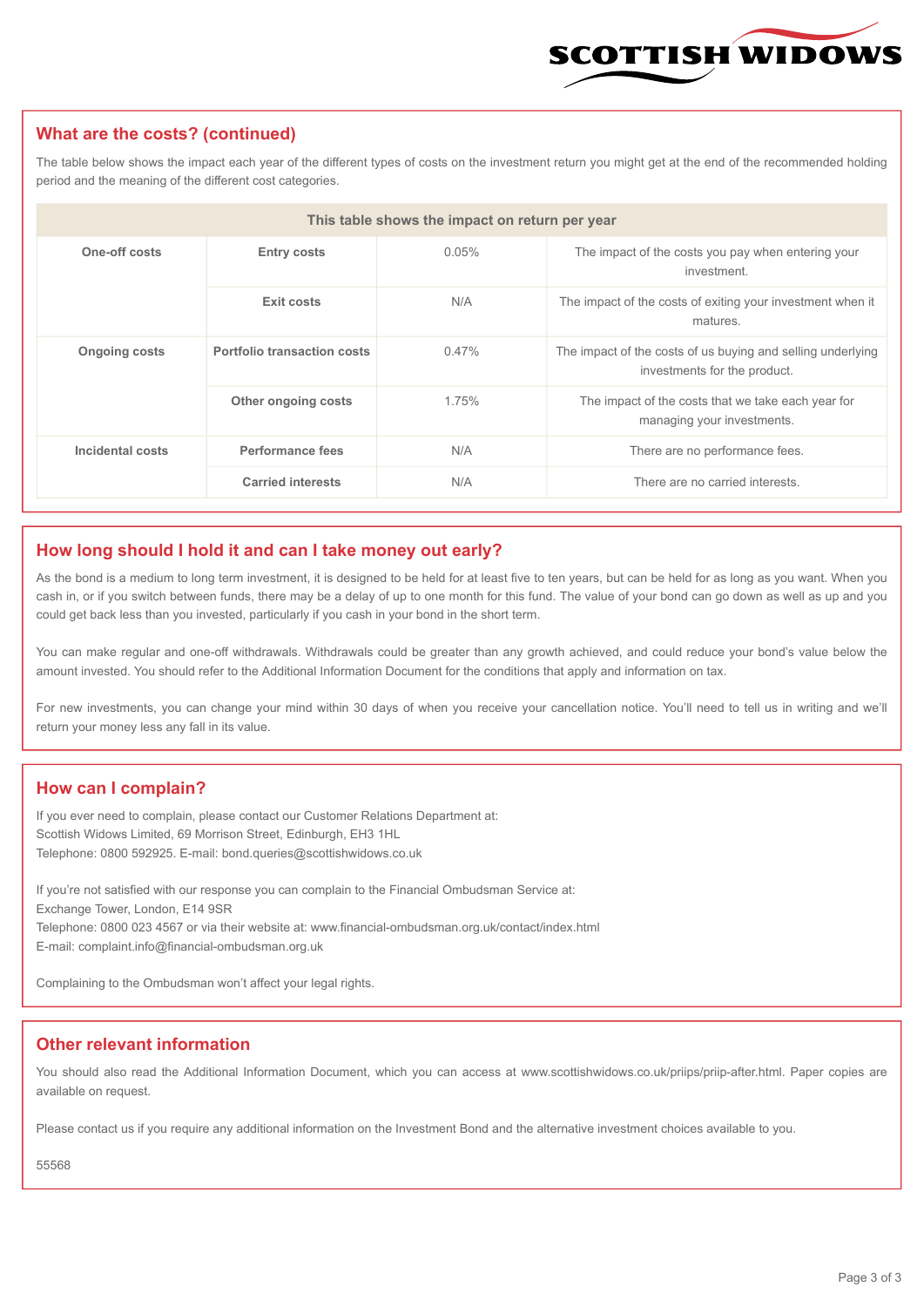## What are the costs? (continued)

The table below shows the impact each year of the different types of costs on the investment return you might get at the end of the recommended holding period and the meaning of the different cost categories.

| This table shows the impact on return per year | | | |
|---|---|---|---|
| **One-off costs** | **Entry costs** | 0.05% | The impact of the costs you pay when entering your investment. |
| | **Exit costs** | N/A | The impact of the costs of exiting your investment when it matures. |
| **Ongoing costs** | **Portfolio transaction costs** | 0.47% | The impact of the costs of us buying and selling underlying investments for the product. |
| | **Other ongoing costs** | 1.75% | The impact of the costs that we take each year for managing your investments. |
| **Incidental costs** | **Performance fees** | N/A | There are no performance fees. |
| | **Carried interests** | N/A | There are no carried interests. |

## How long should I hold it and can I take money out early?

As the bond is a medium to long term investment, it is designed to be held for at least five to ten years, but can be held for as long as you want. When you cash in, or if you switch between funds, there may be a delay of up to one month for this fund. The value of your bond can go down as well as up and you could get back less than you invested, particularly if you cash in your bond in the short term.

You can make regular and one-off withdrawals. Withdrawals could be greater than any growth achieved, and could reduce your bond's value below the amount invested. You should refer to the Additional Information Document for the conditions that apply and information on tax.

For new investments, you can change your mind within 30 days of when you receive your cancellation notice. You'll need to tell us in writing and we'll return your money less any fall in its value.

## How can I complain?

If you ever need to complain, please contact our Customer Relations Department at:
Scottish Widows Limited, 69 Morrison Street, Edinburgh, EH3 1HL
Telephone: 0800 592925. E-mail: bond.queries@scottishwidows.co.uk

If you're not satisfied with our response you can complain to the Financial Ombudsman Service at:
Exchange Tower, London, E14 9SR
Telephone: 0800 023 4567 or via their website at: www.financial-ombudsman.org.uk/contact/index.html
E-mail: complaint.info@financial-ombudsman.org.uk

Complaining to the Ombudsman won't affect your legal rights.

## Other relevant information

You should also read the Additional Information Document, which you can access at www.scottishwidows.co.uk/priips/priip-after.html. Paper copies are available on request.

Please contact us if you require any additional information on the Investment Bond and the alternative investment choices available to you.

55568